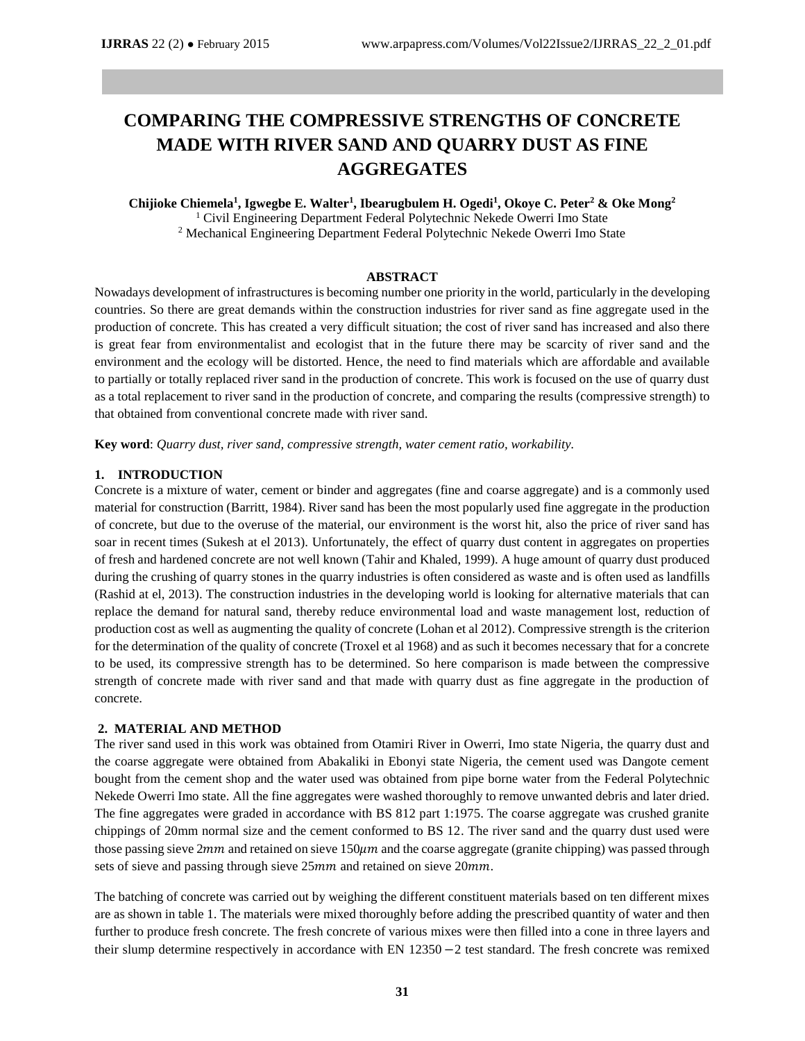# COMPARING THE COMPRESSIVE STRENGTHS OF CONCRETE MADE WITH RIVER SAND AND QUARRY DUST AS FINE AGGREGATES

**Chijioke Chiemela[1], Igwegbe E. Walter[1], Ibearugbulem H. Ogedi[1], Okoye C. Peter[2] & Oke Mong[2]**

[1] Civil Engineering Department Federal Polytechnic Nekede Owerri Imo State

[2] Mechanical Engineering Department Federal Polytechnic Nekede Owerri Imo State

## ABSTRACT

Nowadays development of infrastructures is becoming number one priority in the world, particularly in the developing countries. So there are great demands within the construction industries for river sand as fine aggregate used in the production of concrete. This has created a very difficult situation; the cost of river sand has increased and also there is great fear from environmentalist and ecologist that in the future there may be scarcity of river sand and the environment and the ecology will be distorted. Hence, the need to find materials which are affordable and available to partially or totally replaced river sand in the production of concrete. This work is focused on the use of quarry dust as a total replacement to river sand in the production of concrete, and comparing the results (compressive strength) to that obtained from conventional concrete made with river sand.

**Key word**: *Quarry dust, river sand, compressive strength, water cement ratio, workability.*

## 1. INTRODUCTION

Concrete is a mixture of water, cement or binder and aggregates (fine and coarse aggregate) and is a commonly used material for construction (Barritt, 1984). River sand has been the most popularly used fine aggregate in the production of concrete, but due to the overuse of the material, our environment is the worst hit, also the price of river sand has soar in recent times (Sukesh at el 2013). Unfortunately, the effect of quarry dust content in aggregates on properties of fresh and hardened concrete are not well known (Tahir and Khaled, 1999). A huge amount of quarry dust produced during the crushing of quarry stones in the quarry industries is often considered as waste and is often used as landfills (Rashid at el, 2013). The construction industries in the developing world is looking for alternative materials that can replace the demand for natural sand, thereby reduce environmental load and waste management lost, reduction of production cost as well as augmenting the quality of concrete (Lohan et al 2012). Compressive strength is the criterion for the determination of the quality of concrete (Troxel et al 1968) and as such it becomes necessary that for a concrete to be used, its compressive strength has to be determined. So here comparison is made between the compressive strength of concrete made with river sand and that made with quarry dust as fine aggregate in the production of concrete.

## 2. MATERIAL AND METHOD

The river sand used in this work was obtained from Otamiri River in Owerri, Imo state Nigeria, the quarry dust and the coarse aggregate were obtained from Abakaliki in Ebonyi state Nigeria, the cement used was Dangote cement bought from the cement shop and the water used was obtained from pipe borne water from the Federal Polytechnic Nekede Owerri Imo state. All the fine aggregates were washed thoroughly to remove unwanted debris and later dried. The fine aggregates were graded in accordance with BS 812 part 1:1975. The coarse aggregate was crushed granite chippings of 20mm normal size and the cement conformed to BS 12. The river sand and the quarry dust used were those passing sieve $2mm$ and retained on sieve $150\mu m$ and the coarse aggregate (granite chipping) was passed through sets of sieve and passing through sieve $25mm$ and retained on sieve $20mm$.

The batching of concrete was carried out by weighing the different constituent materials based on ten different mixes are as shown in table 1. The materials were mixed thoroughly before adding the prescribed quantity of water and then further to produce fresh concrete. The fresh concrete of various mixes were then filled into a cone in three layers and their slump determine respectively in accordance with EN 12350 −2 test standard. The fresh concrete was remixed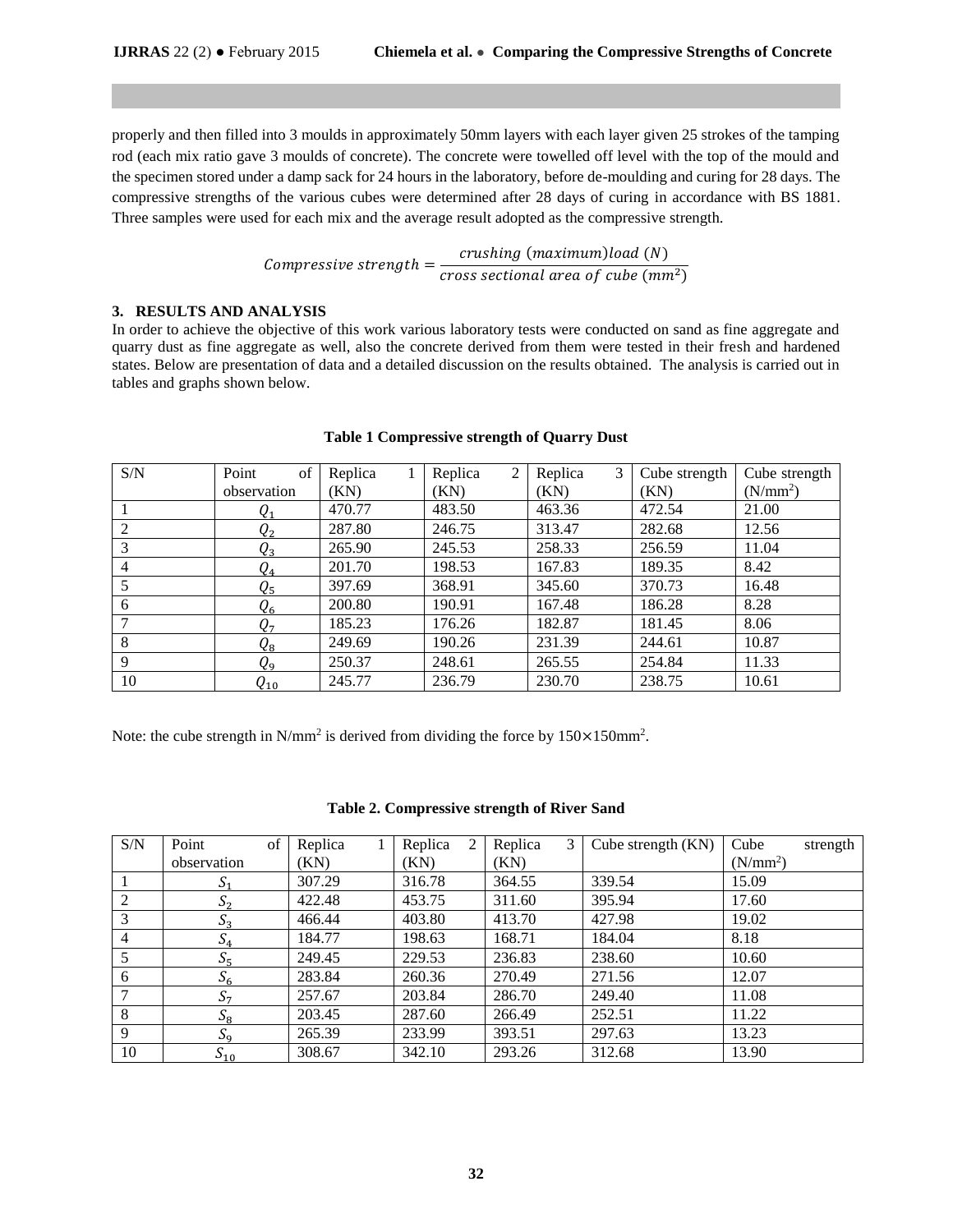properly and then filled into 3 moulds in approximately 50mm layers with each layer given 25 strokes of the tamping rod (each mix ratio gave 3 moulds of concrete). The concrete were towelled off level with the top of the mould and the specimen stored under a damp sack for 24 hours in the laboratory, before de-moulding and curing for 28 days. The compressive strengths of the various cubes were determined after 28 days of curing in accordance with BS 1881. Three samples were used for each mix and the average result adopted as the compressive strength.

$$Compressive\ strength = \frac{crushing\ (maximum) load\ (N)}{cross\ sectional\ area\ of\ cube\ (mm^2)}$$

## 3. RESULTS AND ANALYSIS

In order to achieve the objective of this work various laboratory tests were conducted on sand as fine aggregate and quarry dust as fine aggregate as well, also the concrete derived from them were tested in their fresh and hardened states. Below are presentation of data and a detailed discussion on the results obtained. The analysis is carried out in tables and graphs shown below.

**Table 1 Compressive strength of Quarry Dust**

| S/N | Point of observation | Replica 1 (KN) | Replica 2 (KN) | Replica 3 (KN) | Cube strength (KN) | Cube strength (N/mm$^2$) |
|---|---|---|---|---|---|---|
| 1 | $Q_1$ | 470.77 | 483.50 | 463.36 | 472.54 | 21.00 |
| 2 | $Q_2$ | 287.80 | 246.75 | 313.47 | 282.68 | 12.56 |
| 3 | $Q_3$ | 265.90 | 245.53 | 258.33 | 256.59 | 11.04 |
| 4 | $Q_4$ | 201.70 | 198.53 | 167.83 | 189.35 | 8.42 |
| 5 | $Q_5$ | 397.69 | 368.91 | 345.60 | 370.73 | 16.48 |
| 6 | $Q_6$ | 200.80 | 190.91 | 167.48 | 186.28 | 8.28 |
| 7 | $Q_7$ | 185.23 | 176.26 | 182.87 | 181.45 | 8.06 |
| 8 | $Q_8$ | 249.69 | 190.26 | 231.39 | 244.61 | 10.87 |
| 9 | $Q_9$ | 250.37 | 248.61 | 265.55 | 254.84 | 11.33 |
| 10 | $Q_{10}$ | 245.77 | 236.79 | 230.70 | 238.75 | 10.61 |

Note: the cube strength in N/mm$^2$ is derived from dividing the force by 150×150mm$^2$.

**Table 2. Compressive strength of River Sand**

| S/N | Point of observation | Replica 1 (KN) | Replica 2 (KN) | Replica 3 (KN) | Cube strength (KN) | Cube strength (N/mm$^2$) |
|---|---|---|---|---|---|---|
| 1 | $S_1$ | 307.29 | 316.78 | 364.55 | 339.54 | 15.09 |
| 2 | $S_2$ | 422.48 | 453.75 | 311.60 | 395.94 | 17.60 |
| 3 | $S_3$ | 466.44 | 403.80 | 413.70 | 427.98 | 19.02 |
| 4 | $S_4$ | 184.77 | 198.63 | 168.71 | 184.04 | 8.18 |
| 5 | $S_5$ | 249.45 | 229.53 | 236.83 | 238.60 | 10.60 |
| 6 | $S_6$ | 283.84 | 260.36 | 270.49 | 271.56 | 12.07 |
| 7 | $S_7$ | 257.67 | 203.84 | 286.70 | 249.40 | 11.08 |
| 8 | $S_8$ | 203.45 | 287.60 | 266.49 | 252.51 | 11.22 |
| 9 | $S_9$ | 265.39 | 233.99 | 393.51 | 297.63 | 13.23 |
| 10 | $S_{10}$ | 308.67 | 342.10 | 293.26 | 312.68 | 13.90 |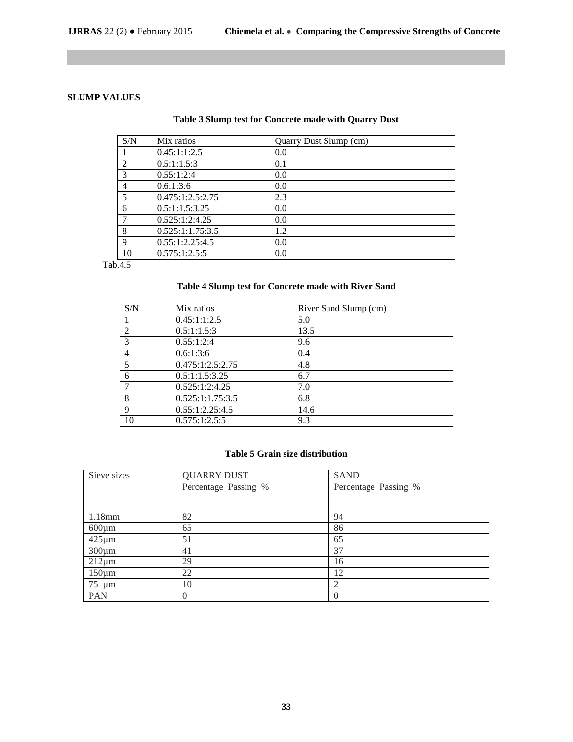**SLUMP VALUES**

**Table 3 Slump test for Concrete made with Quarry Dust**

| S/N | Mix ratios | Quarry Dust Slump (cm) |
|---|---|---|
| 1 | 0.45:1:1:2.5 | 0.0 |
| 2 | 0.5:1:1.5:3 | 0.1 |
| 3 | 0.55:1:2:4 | 0.0 |
| 4 | 0.6:1:3:6 | 0.0 |
| 5 | 0.475:1:2.5:2.75 | 2.3 |
| 6 | 0.5:1:1.5:3.25 | 0.0 |
| 7 | 0.525:1:2:4.25 | 0.0 |
| 8 | 0.525:1:1.75:3.5 | 1.2 |
| 9 | 0.55:1:2.25:4.5 | 0.0 |
| 10 | 0.575:1:2.5:5 | 0.0 |

Tab.4.5

**Table 4 Slump test for Concrete made with River Sand**

| S/N | Mix ratios | River Sand Slump (cm) |
|---|---|---|
| 1 | 0.45:1:1:2.5 | 5.0 |
| 2 | 0.5:1:1.5:3 | 13.5 |
| 3 | 0.55:1:2:4 | 9.6 |
| 4 | 0.6:1:3:6 | 0.4 |
| 5 | 0.475:1:2.5:2.75 | 4.8 |
| 6 | 0.5:1:1.5:3.25 | 6.7 |
| 7 | 0.525:1:2:4.25 | 7.0 |
| 8 | 0.525:1:1.75:3.5 | 6.8 |
| 9 | 0.55:1:2.25:4.5 | 14.6 |
| 10 | 0.575:1:2.5:5 | 9.3 |

**Table 5 Grain size distribution**

| Sieve sizes | QUARRY DUST | SAND |
|---|---|---|
| | Percentage Passing % | Percentage Passing % |
| 1.18mm | 82 | 94 |
| 600µm | 65 | 86 |
| 425µm | 51 | 65 |
| 300µm | 41 | 37 |
| 212µm | 29 | 16 |
| 150µm | 22 | 12 |
| 75 µm | 10 | 2 |
| PAN | 0 | 0 |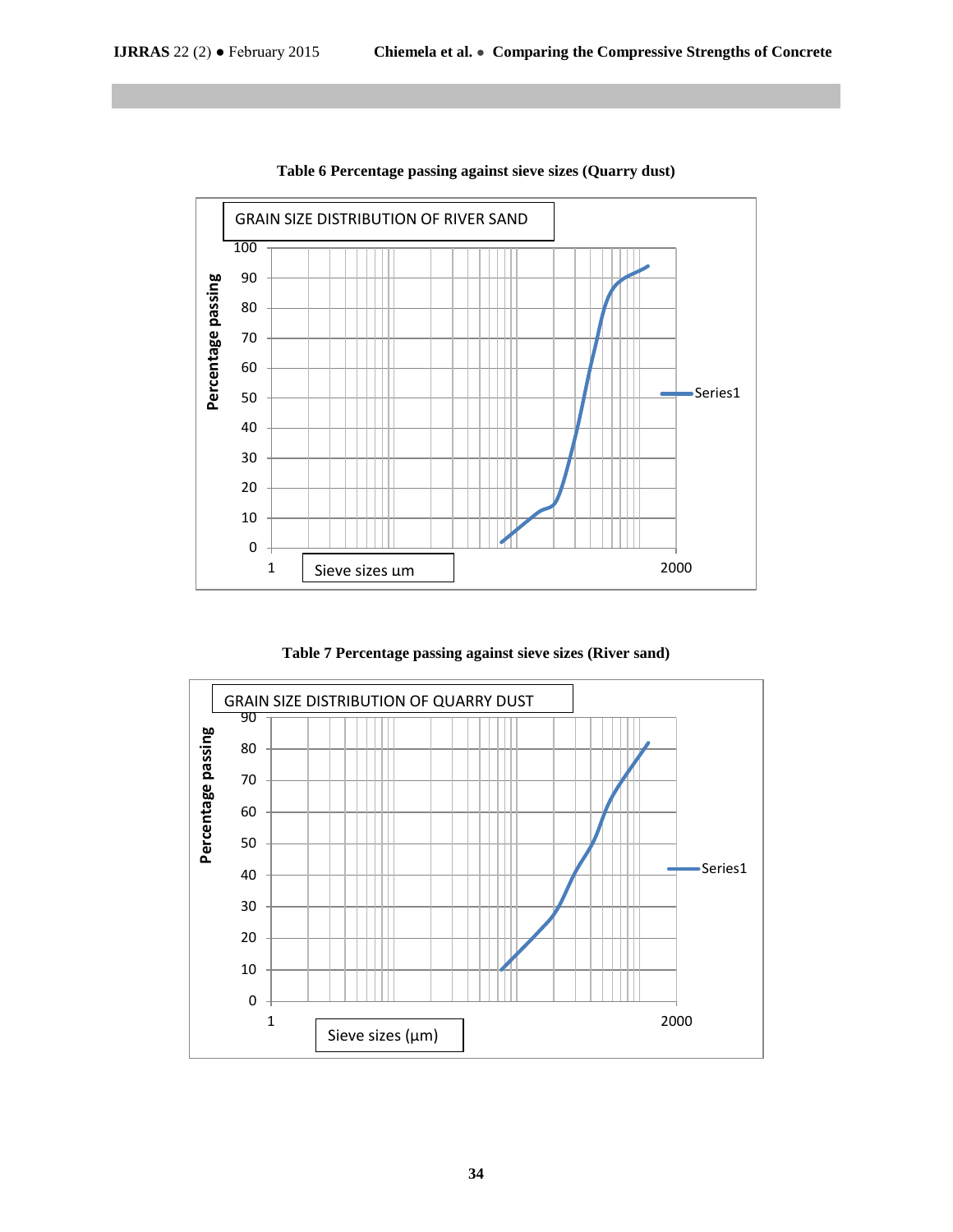**Table 6 Percentage passing against sieve sizes (Quarry dust)**

GRAIN SIZE DISTRIBUTION OF RIVER SAND

Percentage passing

100
90
80
70
60
50
40
30
20
10
0

1 Sieve sizes um 2000

Series1

**Table 7 Percentage passing against sieve sizes (River sand)**

GRAIN SIZE DISTRIBUTION OF QUARRY DUST

Percentage passing

90
80
70
60
50
40
30
20
10
0

1 Sieve sizes (μm) 2000

Series1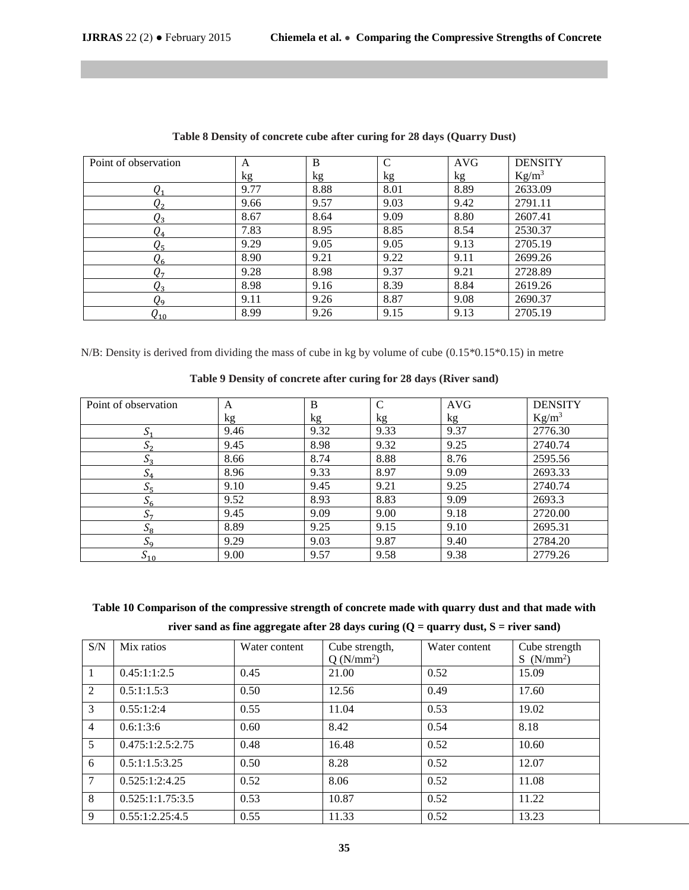**Table 8 Density of concrete cube after curing for 28 days (Quarry Dust)**

| Point of observation | A kg | B kg | C kg | AVG kg | DENSITY Kg/m$^3$ |
|---|---|---|---|---|---|
| $Q_1$ | 9.77 | 8.88 | 8.01 | 8.89 | 2633.09 |
| $Q_2$ | 9.66 | 9.57 | 9.03 | 9.42 | 2791.11 |
| $Q_3$ | 8.67 | 8.64 | 9.09 | 8.80 | 2607.41 |
| $Q_4$ | 7.83 | 8.95 | 8.85 | 8.54 | 2530.37 |
| $Q_5$ | 9.29 | 9.05 | 9.05 | 9.13 | 2705.19 |
| $Q_6$ | 8.90 | 9.21 | 9.22 | 9.11 | 2699.26 |
| $Q_7$ | 9.28 | 8.98 | 9.37 | 9.21 | 2728.89 |
| $Q_3$ | 8.98 | 9.16 | 8.39 | 8.84 | 2619.26 |
| $Q_9$ | 9.11 | 9.26 | 8.87 | 9.08 | 2690.37 |
| $Q_{10}$ | 8.99 | 9.26 | 9.15 | 9.13 | 2705.19 |

N/B: Density is derived from dividing the mass of cube in kg by volume of cube (0.15*0.15*0.15) in metre

**Table 9 Density of concrete after curing for 28 days (River sand)**

| Point of observation | A kg | B kg | C kg | AVG kg | DENSITY Kg/m$^3$ |
|---|---|---|---|---|---|
| $S_1$ | 9.46 | 9.32 | 9.33 | 9.37 | 2776.30 |
| $S_2$ | 9.45 | 8.98 | 9.32 | 9.25 | 2740.74 |
| $S_3$ | 8.66 | 8.74 | 8.88 | 8.76 | 2595.56 |
| $S_4$ | 8.96 | 9.33 | 8.97 | 9.09 | 2693.33 |
| $S_5$ | 9.10 | 9.45 | 9.21 | 9.25 | 2740.74 |
| $S_6$ | 9.52 | 8.93 | 8.83 | 9.09 | 2693.3 |
| $S_7$ | 9.45 | 9.09 | 9.00 | 9.18 | 2720.00 |
| $S_8$ | 8.89 | 9.25 | 9.15 | 9.10 | 2695.31 |
| $S_9$ | 9.29 | 9.03 | 9.87 | 9.40 | 2784.20 |
| $S_{10}$ | 9.00 | 9.57 | 9.58 | 9.38 | 2779.26 |

**Table 10 Comparison of the compressive strength of concrete made with quarry dust and that made with river sand as fine aggregate after 28 days curing (Q = quarry dust, S = river sand)**

| S/N | Mix ratios | Water content | Cube strength, Q (N/mm$^2$) | Water content | Cube strength S (N/mm$^2$) |
|---|---|---|---|---|---|
| 1 | 0.45:1:1:2.5 | 0.45 | 21.00 | 0.52 | 15.09 |
| 2 | 0.5:1:1.5:3 | 0.50 | 12.56 | 0.49 | 17.60 |
| 3 | 0.55:1:2:4 | 0.55 | 11.04 | 0.53 | 19.02 |
| 4 | 0.6:1:3:6 | 0.60 | 8.42 | 0.54 | 8.18 |
| 5 | 0.475:1:2.5:2.75 | 0.48 | 16.48 | 0.52 | 10.60 |
| 6 | 0.5:1:1.5:3.25 | 0.50 | 8.28 | 0.52 | 12.07 |
| 7 | 0.525:1:2:4.25 | 0.52 | 8.06 | 0.52 | 11.08 |
| 8 | 0.525:1:1.75:3.5 | 0.53 | 10.87 | 0.52 | 11.22 |
| 9 | 0.55:1:2.25:4.5 | 0.55 | 11.33 | 0.52 | 13.23 |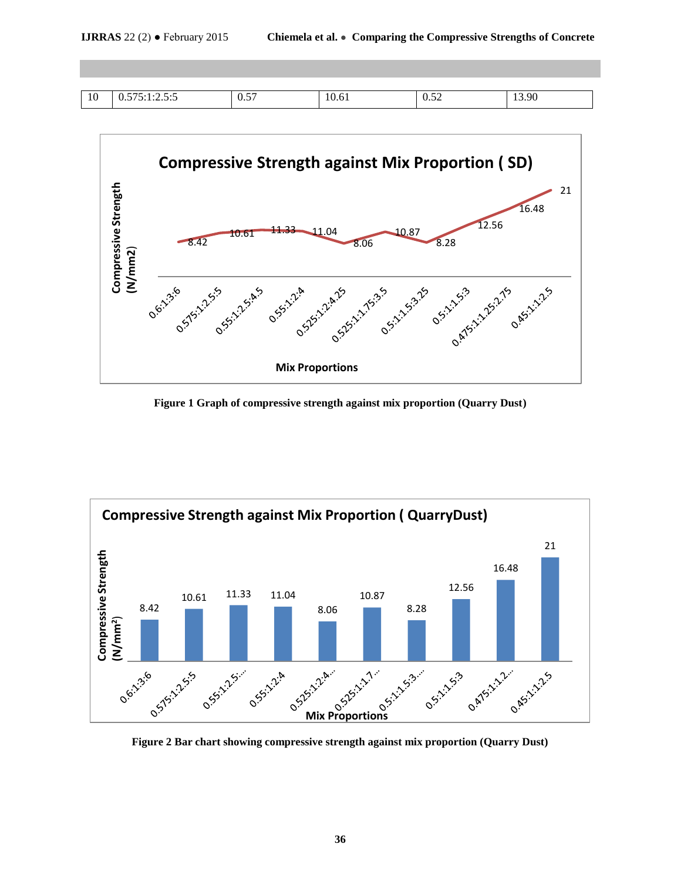| 10 | 0.575:1:2.5:5 | 0.57 | 10.61 | 0.52 | 13.90 |
|---|---|---|---|---|---|

**Figure 1 Graph of compressive strength against mix proportion (Quarry Dust)**

**Figure 2 Bar chart showing compressive strength against mix proportion (Quarry Dust)**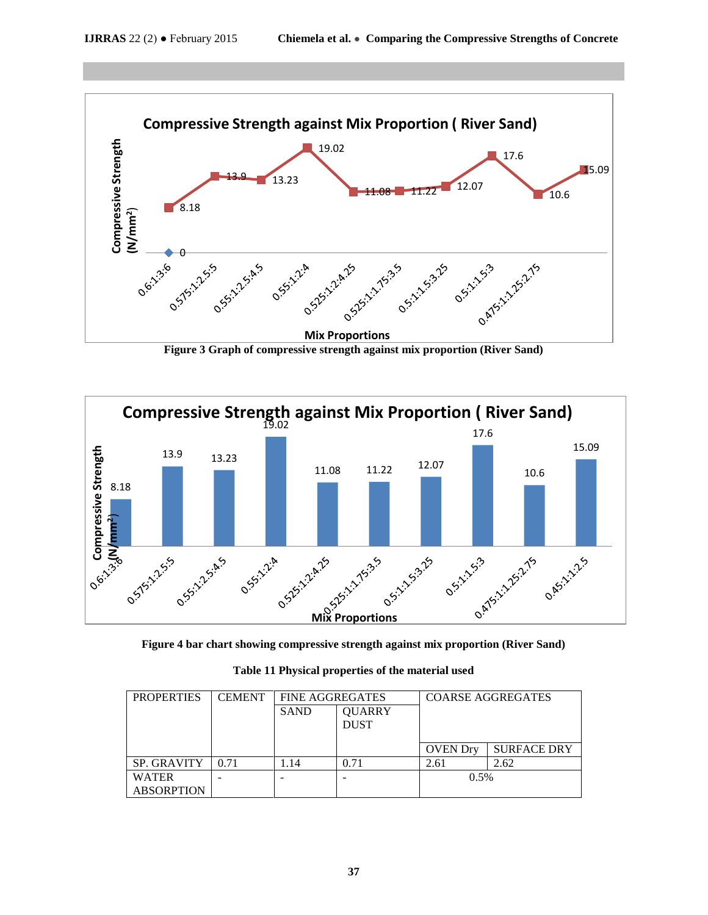Figure 3 Graph of compressive strength against mix proportion (River Sand)

Figure 4 bar chart showing compressive strength against mix proportion (River Sand)

Table 11 Physical properties of the material used

| PROPERTIES | CEMENT | FINE AGGREGATES | | COARSE AGGREGATES | |
|---|---|---|---|---|---|
| | | SAND | QUARRY DUST | | |
| | | | | OVEN Dry | SURFACE DRY |
| SP. GRAVITY | 0.71 | 1.14 | 0.71 | 2.61 | 2.62 |
| WATER ABSORPTION | - | - | - | 0.5% | |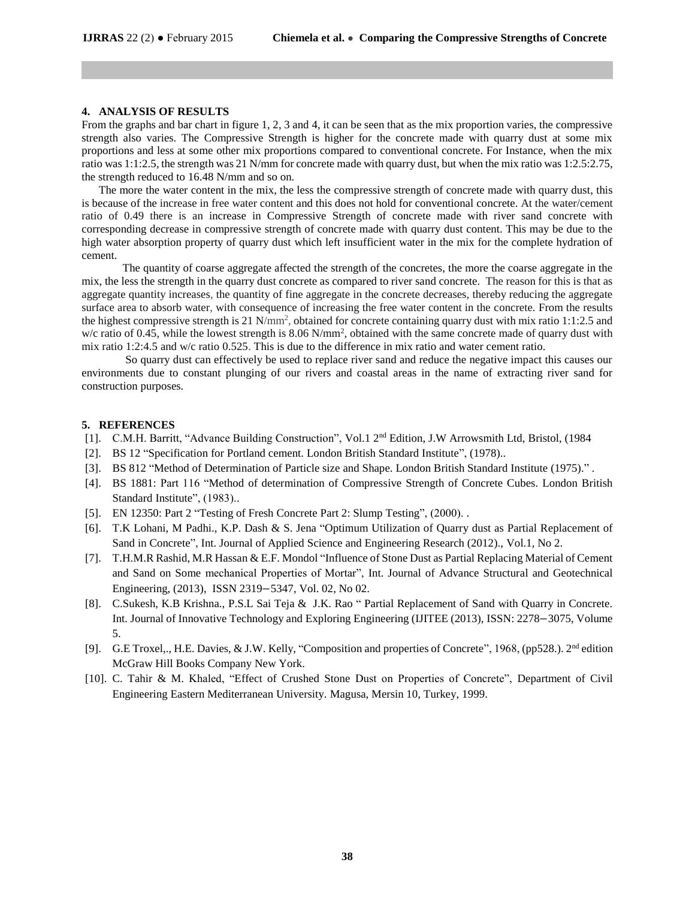## 4. ANALYSIS OF RESULTS

From the graphs and bar chart in figure 1, 2, 3 and 4, it can be seen that as the mix proportion varies, the compressive strength also varies. The Compressive Strength is higher for the concrete made with quarry dust at some mix proportions and less at some other mix proportions compared to conventional concrete. For Instance, when the mix ratio was 1:1:2.5, the strength was 21 N/mm for concrete made with quarry dust, but when the mix ratio was 1:2.5:2.75, the strength reduced to 16.48 N/mm and so on.

The more the water content in the mix, the less the compressive strength of concrete made with quarry dust, this is because of the increase in free water content and this does not hold for conventional concrete. At the water/cement ratio of 0.49 there is an increase in Compressive Strength of concrete made with river sand concrete with corresponding decrease in compressive strength of concrete made with quarry dust content. This may be due to the high water absorption property of quarry dust which left insufficient water in the mix for the complete hydration of cement.

The quantity of coarse aggregate affected the strength of the concretes, the more the coarse aggregate in the mix, the less the strength in the quarry dust concrete as compared to river sand concrete. The reason for this is that as aggregate quantity increases, the quantity of fine aggregate in the concrete decreases, thereby reducing the aggregate surface area to absorb water, with consequence of increasing the free water content in the concrete. From the results the highest compressive strength is 21 $N/mm^2$, obtained for concrete containing quarry dust with mix ratio 1:1:2.5 and w/c ratio of 0.45, while the lowest strength is 8.06 $N/mm^2$, obtained with the same concrete made of quarry dust with mix ratio 1:2:4.5 and w/c ratio 0.525. This is due to the difference in mix ratio and water cement ratio.

So quarry dust can effectively be used to replace river sand and reduce the negative impact this causes our environments due to constant plunging of our rivers and coastal areas in the name of extracting river sand for construction purposes.

## 5. REFERENCES

[1]. C.M.H. Barritt, "Advance Building Construction", Vol.1 2nd Edition, J.W Arrowsmith Ltd, Bristol, (1984

[2]. BS 12 "Specification for Portland cement. London British Standard Institute", (1978)..

[3]. BS 812 "Method of Determination of Particle size and Shape. London British Standard Institute (1975)." .

[4]. BS 1881: Part 116 "Method of determination of Compressive Strength of Concrete Cubes. London British Standard Institute", (1983)..

[5]. EN 12350: Part 2 "Testing of Fresh Concrete Part 2: Slump Testing", (2000). .

[6]. T.K Lohani, M Padhi., K.P. Dash & S. Jena "Optimum Utilization of Quarry dust as Partial Replacement of Sand in Concrete", Int. Journal of Applied Science and Engineering Research (2012)., Vol.1, No 2.

[7]. T.H.M.R Rashid, M.R Hassan & E.F. Mondol "Influence of Stone Dust as Partial Replacing Material of Cement and Sand on Some mechanical Properties of Mortar", Int. Journal of Advance Structural and Geotechnical Engineering, (2013), ISSN 2319–5347, Vol. 02, No 02.

[8]. C.Sukesh, K.B Krishna., P.S.L Sai Teja & J.K. Rao " Partial Replacement of Sand with Quarry in Concrete. Int. Journal of Innovative Technology and Exploring Engineering (IJITEE (2013), ISSN: 2278–3075, Volume 5.

[9]. G.E Troxel,., H.E. Davies, & J.W. Kelly, "Composition and properties of Concrete", 1968, (pp528.). 2nd edition McGraw Hill Books Company New York.

[10]. C. Tahir & M. Khaled, "Effect of Crushed Stone Dust on Properties of Concrete", Department of Civil Engineering Eastern Mediterranean University. Magusa, Mersin 10, Turkey, 1999.